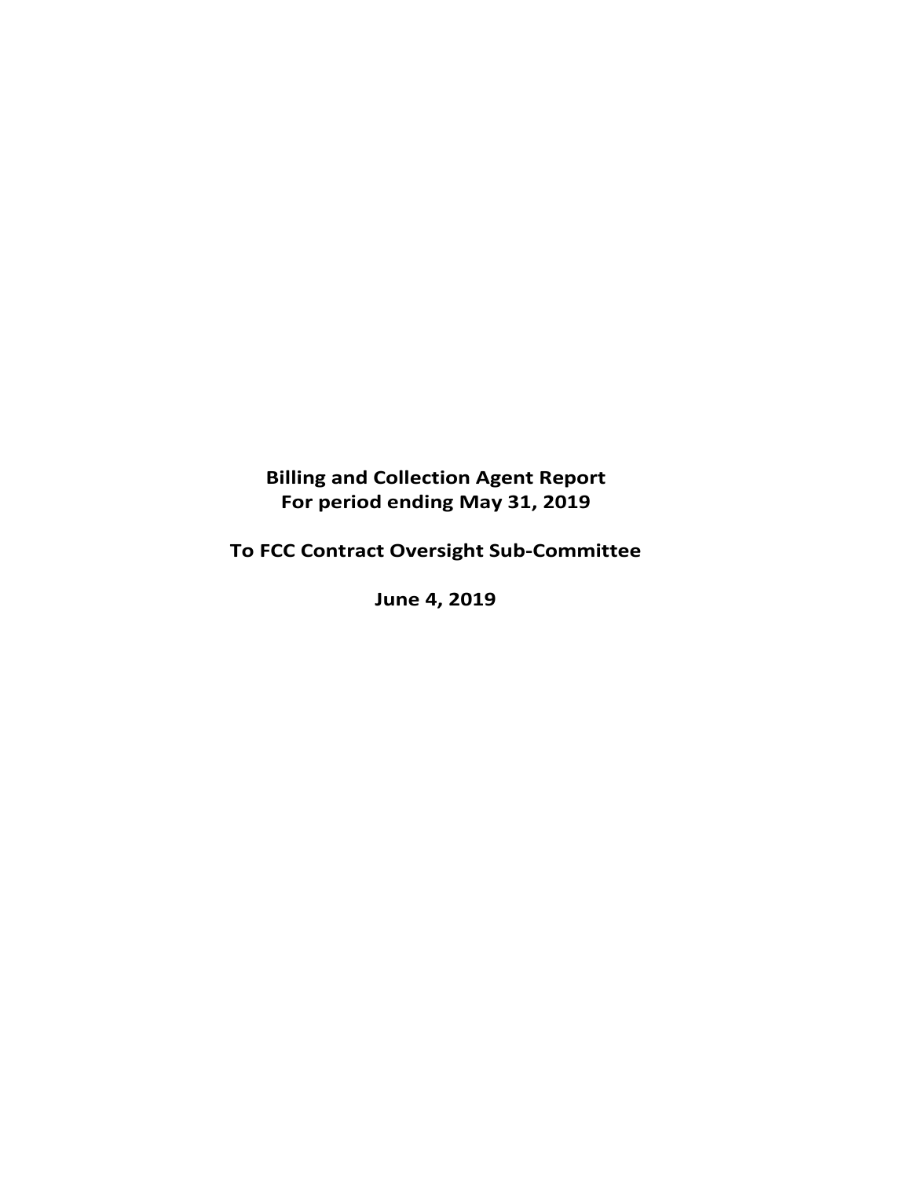**Billing and Collection Agent Report**
**For period ending May 31, 2019**

**To FCC Contract Oversight Sub-Committee**

**June 4, 2019**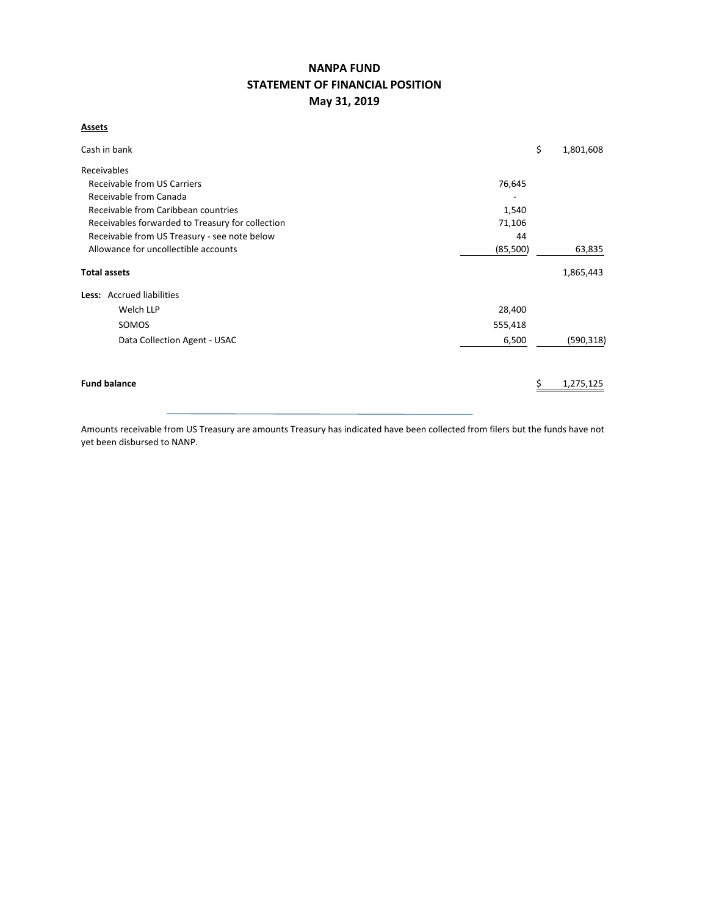# NANPA FUND
## STATEMENT OF FINANCIAL POSITION
### May 31, 2019

**Assets**

| | | |
|---|---|---|
| Cash in bank | | $ 1,801,608 |
| Receivables | | |
| Receivable from US Carriers | 76,645 | |
| Receivable from Canada | - | |
| Receivable from Caribbean countries | 1,540 | |
| Receivables forwarded to Treasury for collection | 71,106 | |
| Receivable from US Treasury - see note below | 44 | |
| Allowance for uncollectible accounts | (85,500) | 63,835 |
| **Total assets** | | 1,865,443 |
| **Less:** Accrued liabilities | | |
| Welch LLP | 28,400 | |
| SOMOS | 555,418 | |
| Data Collection Agent - USAC | 6,500 | (590,318) |
| **Fund balance** | | $ 1,275,125 |

Amounts receivable from US Treasury are amounts Treasury has indicated have been collected from filers but the funds have not yet been disbursed to NANP.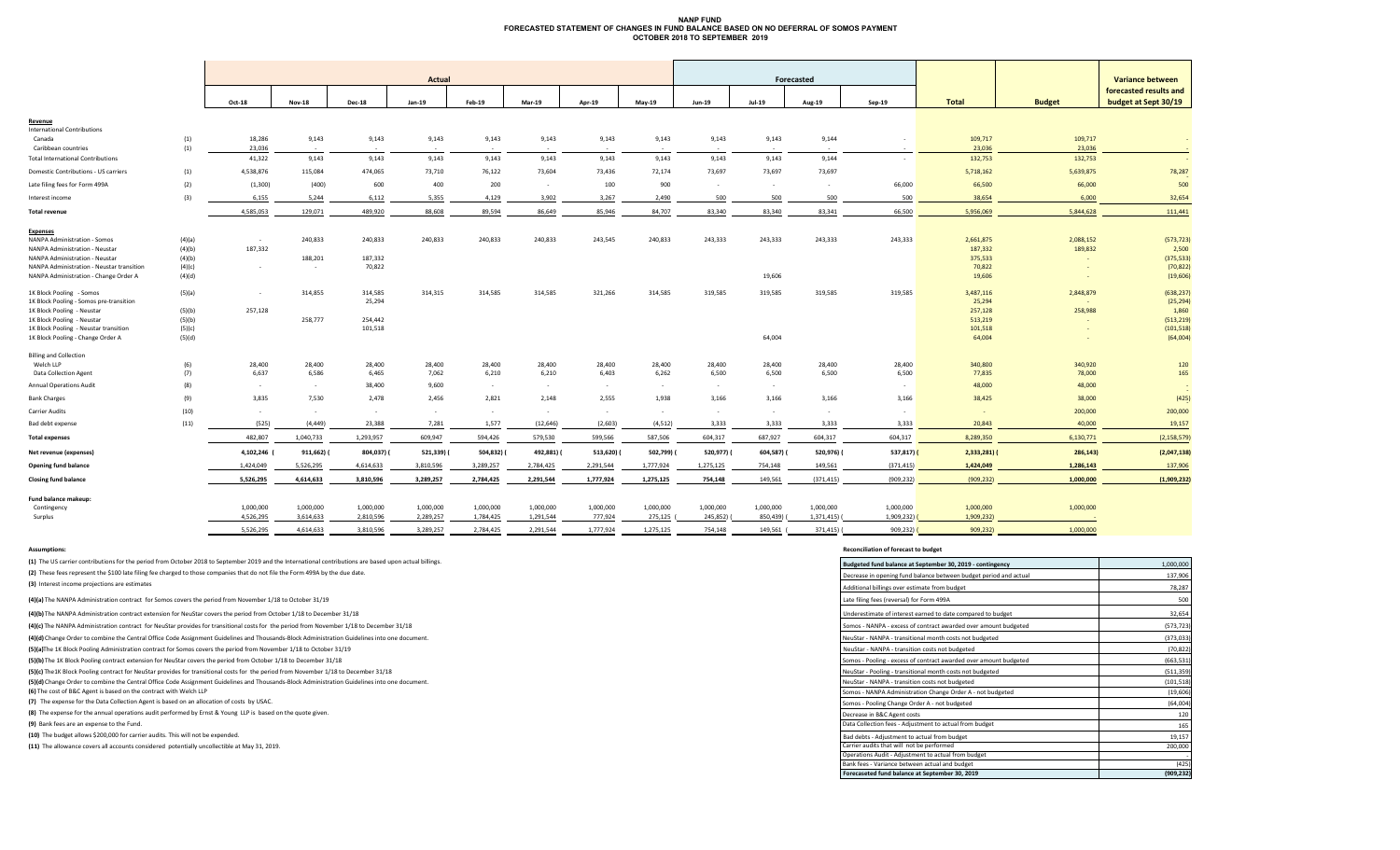# NANP FUND
## FORECASTED STATEMENT OF CHANGES IN FUND BALANCE BASED ON NO DEFERRAL OF SOMOS PAYMENT
### OCTOBER 2018 TO SEPTEMBER 2019

| | | Actual | | | | | | | | Forecasted | | | | | | Variance between forecasted results and budget at Sept 30/19 |
|---|---|---|---|---|---|---|---|---|---|---|---|---|---|---|---|---|
| | | Oct-18 | Nov-18 | Dec-18 | Jan-19 | Feb-19 | Mar-19 | Apr-19 | May-19 | Jun-19 | Jul-19 | Aug-19 | Sep-19 | Total | Budget | |
| **Revenue** | | | | | | | | | | | | | | | | |
| International Contributions | | | | | | | | | | | | | | | | |
| Canada | (1) | 18,286 | 9,143 | 9,143 | 9,143 | 9,143 | 9,143 | 9,143 | 9,143 | 9,143 | 9,143 | 9,144 | - | 109,717 | 109,717 | - |
| Caribbean countries | (1) | 23,036 | - | - | - | - | - | - | - | - | - | - | - | 23,036 | 23,036 | - |
| Total International Contributions | | 41,322 | 9,143 | 9,143 | 9,143 | 9,143 | 9,143 | 9,143 | 9,143 | 9,143 | 9,143 | 9,144 | - | 132,753 | 132,753 | - |
| Domestic Contributions - US carriers | (1) | 4,538,876 | 115,084 | 474,065 | 73,710 | 76,122 | 73,604 | 73,436 | 72,174 | 73,697 | 73,697 | 73,697 | | 5,718,162 | 5,639,875 | 78,287 |
| Late filing fees for Form 499A | (2) | (1,300) | (400) | 600 | 400 | 200 | - | 100 | 900 | - | - | - | 66,000 | 66,500 | 66,000 | 500 |
| Interest income | (3) | 6,155 | 5,244 | 6,112 | 5,355 | 4,129 | 3,902 | 3,267 | 2,490 | 500 | 500 | 500 | 500 | 38,654 | 6,000 | 32,654 |
| **Total revenue** | | 4,585,053 | 129,071 | 489,920 | 88,608 | 89,594 | 86,649 | 85,946 | 84,707 | 83,340 | 83,340 | 83,341 | 66,500 | 5,956,069 | 5,844,628 | 111,441 |
| **Expenses** | | | | | | | | | | | | | | | | |
| NANPA Administration - Somos | (4)(a) | - | 240,833 | 240,833 | 240,833 | 240,833 | 240,833 | 243,545 | 240,833 | 243,333 | 243,333 | 243,333 | 243,333 | 2,661,875 | 2,088,152 | (573,723) |
| NANPA Administration - Neustar | (4)(b) | 187,332 | | | | | | | | | | | | 187,332 | 189,832 | 2,500 |
| NANPA Administration - Neustar | (4)(b) | | 188,201 | 187,332 | | | | | | | | | | 375,533 | - | (375,533) |
| NANPA Administration - Neustar transition | (4)(c) | - | - | 70,822 | | | | | | | | | | 70,822 | - | (70,822) |
| NANPA Administration - Change Order A | (4)(d) | | | | | | | | | | 19,606 | | | 19,606 | - | (19,606) |
| 1K Block Pooling - Somos | (5)(a) | - | 314,855 | 314,585 | 314,315 | 314,585 | 314,585 | 321,266 | 314,585 | 319,585 | 319,585 | 319,585 | 319,585 | 3,487,116 | 2,848,879 | (638,237) |
| 1K Block Pooling - Somos pre-transition | | | | 25,294 | | | | | | | | | | 25,294 | - | (25,294) |
| 1K Block Pooling - Neustar | (5)(b) | 257,128 | | | | | | | | | | | | 257,128 | 258,988 | 1,860 |
| 1K Block Pooling - Neustar | (5)(b) | | 258,777 | 254,442 | | | | | | | | | | 513,219 | - | (513,219) |
| 1K Block Pooling - Neustar transition | (5)(c) | | | 101,518 | | | | | | | | | | 101,518 | - | (101,518) |
| 1K Block Pooling - Change Order A | (5)(d) | | | | | | | | | | 64,004 | | | 64,004 | - | (64,004) |
| Billing and Collection | | | | | | | | | | | | | | | | |
| Welch LLP | (6) | 28,400 | 28,400 | 28,400 | 28,400 | 28,400 | 28,400 | 28,400 | 28,400 | 28,400 | 28,400 | 28,400 | 28,400 | 340,800 | 340,920 | 120 |
| Data Collection Agent | (7) | 6,637 | 6,586 | 6,465 | 7,062 | 6,210 | 6,210 | 6,403 | 6,262 | 6,500 | 6,500 | 6,500 | 6,500 | 77,835 | 78,000 | 165 |
| Annual Operations Audit | (8) | - | - | 38,400 | 9,600 | - | - | - | - | - | - | - | - | 48,000 | 48,000 | - |
| Bank Charges | (9) | 3,835 | 7,530 | 2,478 | 2,456 | 2,821 | 2,148 | 2,555 | 1,938 | 3,166 | 3,166 | 3,166 | 3,166 | 38,425 | 38,000 | (425) |
| Carrier Audits | (10) | - | - | - | - | - | - | - | - | - | - | - | - | - | 200,000 | 200,000 |
| Bad debt expense | (11) | (525) | (4,449) | 23,388 | 7,281 | 1,577 | (12,646) | (2,603) | (4,512) | 3,333 | 3,333 | 3,333 | 3,333 | 20,843 | 40,000 | 19,157 |
| **Total expenses** | | 482,807 | 1,040,733 | 1,293,957 | 609,947 | 594,426 | 579,530 | 599,566 | 587,506 | 604,317 | 687,927 | 604,317 | 604,317 | 8,289,350 | 6,130,771 | (2,158,579) |
| **Net revenue (expenses)** | | 4,102,246 | (911,662) | (804,037) | (521,339) | (504,832) | (492,881) | (513,620) | (502,799) | (520,977) | (604,587) | (520,976) | (537,817) | (2,333,281) | (286,143) | (2,047,138) |
| **Opening fund balance** | | 1,424,049 | 5,526,295 | 4,614,633 | 3,810,596 | 3,289,257 | 2,784,425 | 2,291,544 | 1,777,924 | 1,275,125 | 754,148 | 149,561 | (371,415) | 1,424,049 | 1,286,143 | 137,906 |
| **Closing fund balance** | | 5,526,295 | 4,614,633 | 3,810,596 | 3,289,257 | 2,784,425 | 2,291,544 | 1,777,924 | 1,275,125 | 754,148 | 149,561 | (371,415) | (909,232) | (909,232) | 1,000,000 | (1,909,232) |
| **Fund balance makeup:** | | | | | | | | | | | | | | | | |
| Contingency | | 1,000,000 | 1,000,000 | 1,000,000 | 1,000,000 | 1,000,000 | 1,000,000 | 1,000,000 | 1,000,000 | 1,000,000 | 1,000,000 | 1,000,000 | 1,000,000 | 1,000,000 | 1,000,000 | |
| Surplus | | 4,526,295 | 3,614,633 | 2,810,596 | 2,289,257 | 1,784,425 | 1,291,544 | 777,924 | 275,125 | (245,852) | (850,439) | (1,371,415) | (1,909,232) | (1,909,232) | - | |
| | | 5,526,295 | 4,614,633 | 3,810,596 | 3,289,257 | 2,784,425 | 2,291,544 | 1,777,924 | 1,275,125 | 754,148 | 149,561 | (371,415) | (909,232) | (909,232) | 1,000,000 | |

**Assumptions:**

**(1)** The US carrier contributions for the period from October 2018 to September 2019 and the International contributions are based upon actual billings.

**(2)** These fees represent the $100 late filing fee charged to those companies that do not file the Form 499A by the due date.

**(3)** Interest income projections are estimates

**(4)(a)** The NANPA Administration contract for Somos covers the period from November 1/18 to October 31/19

**(4)(b)** The NANPA Administration contract extension for NeuStar covers the period from October 1/18 to December 31/18

**(4)(c)** The NANPA Administration contract for NeuStar provides for transitional costs for the period from November 1/18 to December 31/18

**(4)(d)** Change Order to combine the Central Office Code Assignment Guidelines and Thousands-Block Administration Guidelines into one document.

**(5)(a)** The 1K Block Pooling Administration contract for Somos covers the period from November 1/18 to October 31/19

**(5)(b)** The 1K Block Pooling contract extension for NeuStar covers the period from October 1/18 to December 31/18

**(5)(c)** The1K Block Pooling contract for NeuStar provides for transitional costs for the period from November 1/18 to December 31/18

**(5)(d)** Change Order to combine the Central Office Code Assignment Guidelines and Thousands-Block Administration Guidelines into one document.

**(6)** The cost of B&C Agent is based on the contract with Welch LLP

**(7)** The expense for the Data Collection Agent is based on an allocation of costs by USAC.

**(8)** The expense for the annual operations audit performed by Ernst & Young LLP is based on the quote given.

**(9)** Bank fees are an expense to the Fund.

**(10)** The budget allows $200,000 for carrier audits. This will not be expended.

**(11)** The allowance covers all accounts considered potentially uncollectible at May 31, 2019.

**Reconciliation of forecast to budget**

| | |
|---|---|
| **Budgeted fund balance at September 30, 2019 - contingency** | 1,000,000 |
| Decrease in opening fund balance between budget period and actual | 137,906 |
| Additional billings over estimate from budget | 78,287 |
| Late filing fees (reversal) for Form 499A | 500 |
| Underestimate of interest earned to date compared to budget | 32,654 |
| Somos - NANPA - excess of contract awarded over amount budgeted | (573,723) |
| NeuStar - NANPA - transitional month costs not budgeted | (373,033) |
| NeuStar - NANPA - transition costs not budgeted | (70,822) |
| Somos - Pooling - excess of contract awarded over amount budgeted | (663,531) |
| NeuStar - Pooling - transitional month costs not budgeted | (511,359) |
| NeuStar - NANPA - transition costs not budgeted | (101,518) |
| Somos - NANPA Administration Change Order A - not budgeted | (19,606) |
| Somos - Pooling Change Order A - not budgeted | (64,004) |
| Decrease in B&C Agent costs | 120 |
| Data Collection fees - Adjustment to actual from budget | 165 |
| Bad debts - Adjustment to actual from budget | 19,157 |
| Carrier audits that will not be performed | 200,000 |
| Operations Audit - Adjustment to actual from budget | - |
| Bank fees - Variance between actual and budget | (425) |
| **Forecaseted fund balance at September 30, 2019** | **(909,232)** |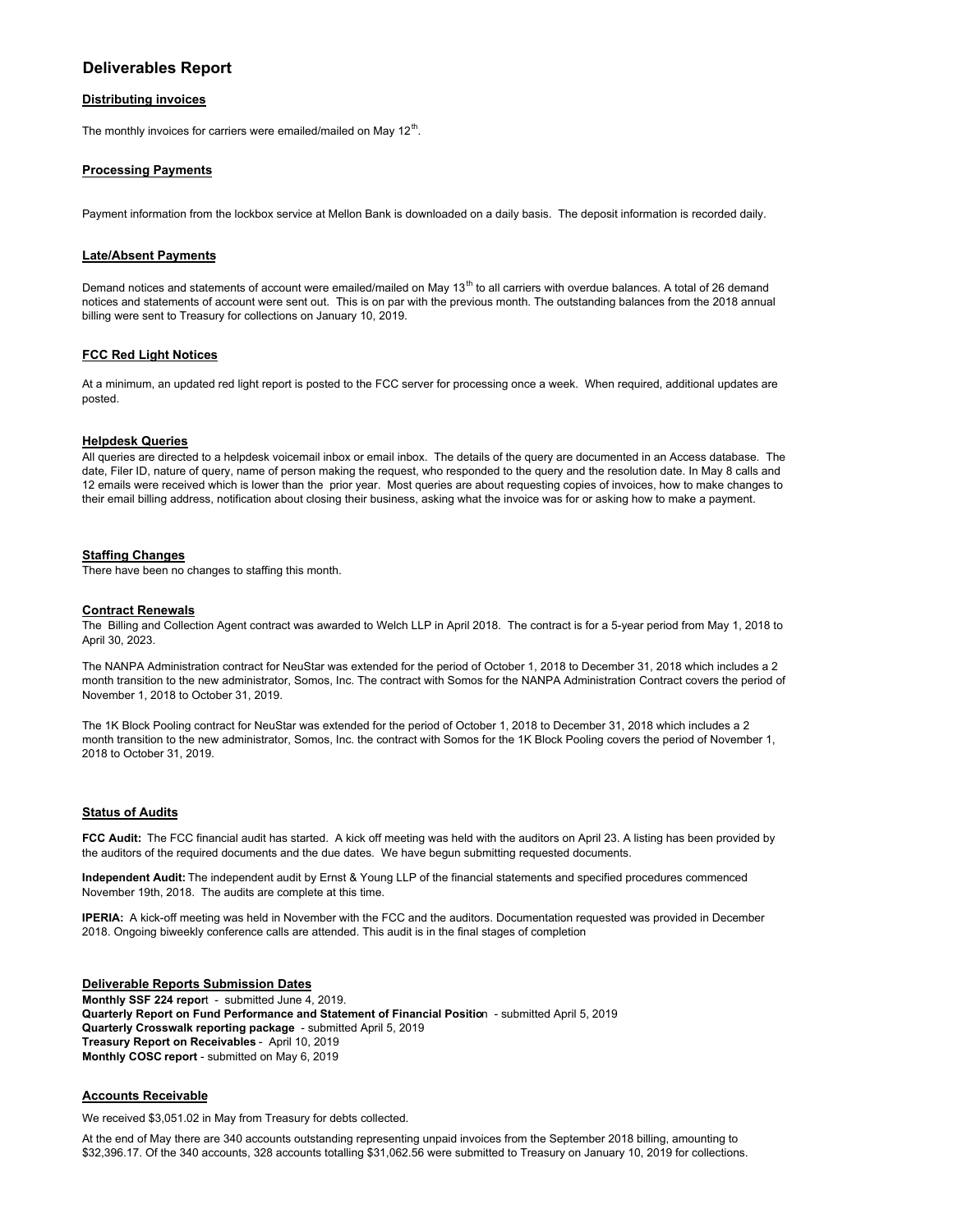# Deliverables Report

## Distributing invoices

The monthly invoices for carriers were emailed/mailed on May 12th.

## Processing Payments

Payment information from the lockbox service at Mellon Bank is downloaded on a daily basis. The deposit information is recorded daily.

## Late/Absent Payments

Demand notices and statements of account were emailed/mailed on May 13th to all carriers with overdue balances. A total of 26 demand notices and statements of account were sent out. This is on par with the previous month. The outstanding balances from the 2018 annual billing were sent to Treasury for collections on January 10, 2019.

## FCC Red Light Notices

At a minimum, an updated red light report is posted to the FCC server for processing once a week. When required, additional updates are posted.

## Helpdesk Queries

All queries are directed to a helpdesk voicemail inbox or email inbox. The details of the query are documented in an Access database. The date, Filer ID, nature of query, name of person making the request, who responded to the query and the resolution date. In May 8 calls and 12 emails were received which is lower than the prior year. Most queries are about requesting copies of invoices, how to make changes to their email billing address, notification about closing their business, asking what the invoice was for or asking how to make a payment.

## Staffing Changes

There have been no changes to staffing this month.

## Contract Renewals

The Billing and Collection Agent contract was awarded to Welch LLP in April 2018. The contract is for a 5-year period from May 1, 2018 to April 30, 2023.

The NANPA Administration contract for NeuStar was extended for the period of October 1, 2018 to December 31, 2018 which includes a 2 month transition to the new administrator, Somos, Inc. The contract with Somos for the NANPA Administration Contract covers the period of November 1, 2018 to October 31, 2019.

The 1K Block Pooling contract for NeuStar was extended for the period of October 1, 2018 to December 31, 2018 which includes a 2 month transition to the new administrator, Somos, Inc. the contract with Somos for the 1K Block Pooling covers the period of November 1, 2018 to October 31, 2019.

## Status of Audits

**FCC Audit:** The FCC financial audit has started. A kick off meeting was held with the auditors on April 23. A listing has been provided by the auditors of the required documents and the due dates. We have begun submitting requested documents.

**Independent Audit:** The independent audit by Ernst & Young LLP of the financial statements and specified procedures commenced November 19th, 2018. The audits are complete at this time.

**IPERIA:** A kick-off meeting was held in November with the FCC and the auditors. Documentation requested was provided in December 2018. Ongoing biweekly conference calls are attended. This audit is in the final stages of completion

## Deliverable Reports Submission Dates

**Monthly SSF 224 report** - submitted June 4, 2019.
**Quarterly Report on Fund Performance and Statement of Financial Position** - submitted April 5, 2019
**Quarterly Crosswalk reporting package** - submitted April 5, 2019
**Treasury Report on Receivables** - April 10, 2019
**Monthly COSC report** - submitted on May 6, 2019

## Accounts Receivable

We received $3,051.02 in May from Treasury for debts collected.

At the end of May there are 340 accounts outstanding representing unpaid invoices from the September 2018 billing, amounting to $32,396.17. Of the 340 accounts, 328 accounts totalling $31,062.56 were submitted to Treasury on January 10, 2019 for collections.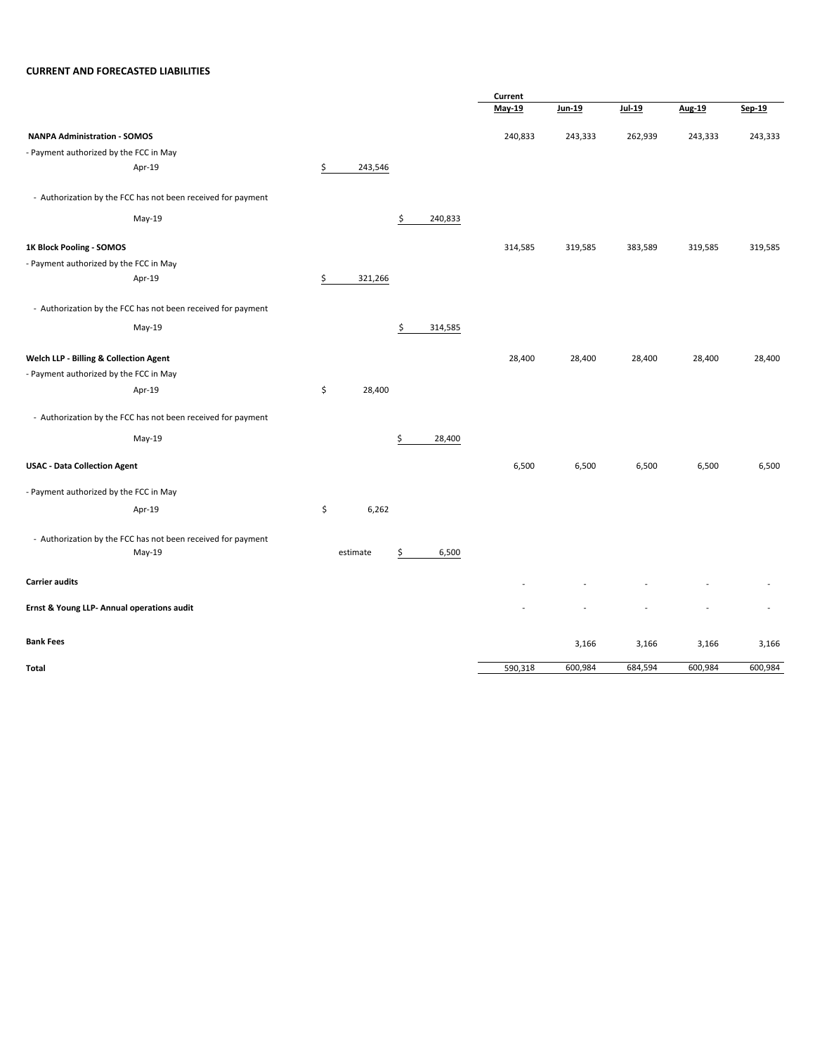## CURRENT AND FORECASTED LIABILITIES

| | | | Current May-19 | Jun-19 | Jul-19 | Aug-19 | Sep-19 |
|---|---|---|---|---|---|---|---|
| **NANPA Administration - SOMOS** | | | 240,833 | 243,333 | 262,939 | 243,333 | 243,333 |
| - Payment authorized by the FCC in May | | | | | | | |
| Apr-19 | $ 243,546 | | | | | | |
| - Authorization by the FCC has not been received for payment | | | | | | | |
| May-19 | | $ 240,833 | | | | | |
| **1K Block Pooling - SOMOS** | | | 314,585 | 319,585 | 383,589 | 319,585 | 319,585 |
| - Payment authorized by the FCC in May | | | | | | | |
| Apr-19 | $ 321,266 | | | | | | |
| - Authorization by the FCC has not been received for payment | | | | | | | |
| May-19 | | $ 314,585 | | | | | |
| **Welch LLP - Billing & Collection Agent** | | | 28,400 | 28,400 | 28,400 | 28,400 | 28,400 |
| - Payment authorized by the FCC in May | | | | | | | |
| Apr-19 | $ 28,400 | | | | | | |
| - Authorization by the FCC has not been received for payment | | | | | | | |
| May-19 | | $ 28,400 | | | | | |
| **USAC - Data Collection Agent** | | | 6,500 | 6,500 | 6,500 | 6,500 | 6,500 |
| - Payment authorized by the FCC in May | | | | | | | |
| Apr-19 | $ 6,262 | | | | | | |
| - Authorization by the FCC has not been received for payment | | | | | | | |
| May-19 | estimate | $ 6,500 | | | | | |
| **Carrier audits** | | | - | - | - | - | - |
| **Ernst & Young LLP- Annual operations audit** | | | - | - | - | - | - |
| **Bank Fees** | | | | 3,166 | 3,166 | 3,166 | 3,166 |
| **Total** | | | 590,318 | 600,984 | 684,594 | 600,984 | 600,984 |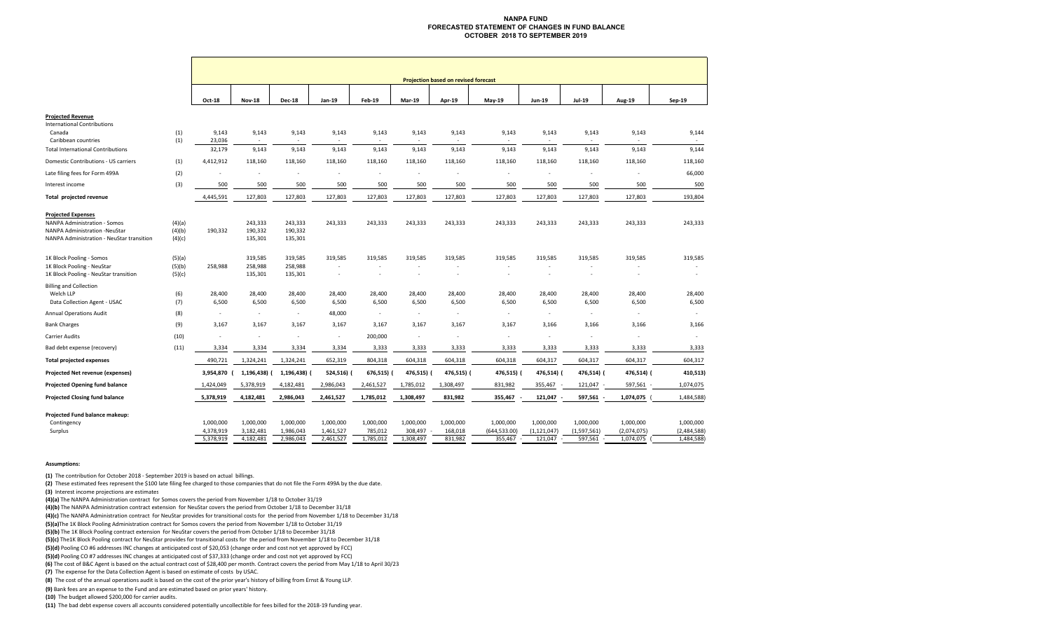# NANPA FUND
## FORECASTED STATEMENT OF CHANGES IN FUND BALANCE
## OCTOBER 2018 TO SEPTEMBER 2019

| | | Projection based on revised forecast | | | | | | | | | | | |
|---|---|---|---|---|---|---|---|---|---|---|---|---|---|
| | | Oct-18 | Nov-18 | Dec-18 | Jan-19 | Feb-19 | Mar-19 | Apr-19 | May-19 | Jun-19 | Jul-19 | Aug-19 | Sep-19 |
| **Projected Revenue** | | | | | | | | | | | | | |
| International Contributions | | | | | | | | | | | | | |
| Canada | (1) | 9,143 | 9,143 | 9,143 | 9,143 | 9,143 | 9,143 | 9,143 | 9,143 | 9,143 | 9,143 | 9,143 | 9,144 |
| Caribbean countries | (1) | 23,036 | - | - | - | - | - | - | - | - | - | - | - |
| Total International Contributions | | 32,179 | 9,143 | 9,143 | 9,143 | 9,143 | 9,143 | 9,143 | 9,143 | 9,143 | 9,143 | 9,143 | 9,144 |
| Domestic Contributions - US carriers | (1) | 4,412,912 | 118,160 | 118,160 | 118,160 | 118,160 | 118,160 | 118,160 | 118,160 | 118,160 | 118,160 | 118,160 | 118,160 |
| Late filing fees for Form 499A | (2) | - | - | - | - | - | - | - | - | - | - | - | 66,000 |
| Interest income | (3) | 500 | 500 | 500 | 500 | 500 | 500 | 500 | 500 | 500 | 500 | 500 | 500 |
| **Total projected revenue** | | 4,445,591 | 127,803 | 127,803 | 127,803 | 127,803 | 127,803 | 127,803 | 127,803 | 127,803 | 127,803 | 127,803 | 193,804 |
| **Projected Expenses** | | | | | | | | | | | | | |
| NANPA Administration - Somos | (4)(a) | | 243,333 | 243,333 | 243,333 | 243,333 | 243,333 | 243,333 | 243,333 | 243,333 | 243,333 | 243,333 | 243,333 |
| NANPA Administration -NeuStar | (4)(b) | 190,332 | 190,332 | 190,332 | | | | | | | | | |
| NANPA Administration - NeuStar transition | (4)(c) | | 135,301 | 135,301 | | | | | | | | | |
| 1K Block Pooling - Somos | (5)(a) | | 319,585 | 319,585 | 319,585 | 319,585 | 319,585 | 319,585 | 319,585 | 319,585 | 319,585 | 319,585 | 319,585 |
| 1K Block Pooling - NeuStar | (5)(b) | 258,988 | 258,988 | 258,988 | - | - | - | - | - | - | - | - | - |
| 1K Block Pooling - NeuStar transition | (5)(c) | | 135,301 | 135,301 | - | - | - | - | - | - | - | - | - |
| Billing and Collection | | | | | | | | | | | | | |
| Welch LLP | (6) | 28,400 | 28,400 | 28,400 | 28,400 | 28,400 | 28,400 | 28,400 | 28,400 | 28,400 | 28,400 | 28,400 | 28,400 |
| Data Collection Agent - USAC | (7) | 6,500 | 6,500 | 6,500 | 6,500 | 6,500 | 6,500 | 6,500 | 6,500 | 6,500 | 6,500 | 6,500 | 6,500 |
| Annual Operations Audit | (8) | - | - | - | 48,000 | - | - | - | - | - | - | - | - |
| Bank Charges | (9) | 3,167 | 3,167 | 3,167 | 3,167 | 3,167 | 3,167 | 3,167 | 3,167 | 3,166 | 3,166 | 3,166 | 3,166 |
| Carrier Audits | (10) | - | - | - | - | 200,000 | - | - | - | - | - | - | - |
| Bad debt expense (recovery) | (11) | 3,334 | 3,334 | 3,334 | 3,334 | 3,333 | 3,333 | 3,333 | 3,333 | 3,333 | 3,333 | 3,333 | 3,333 |
| **Total projected expenses** | | 490,721 | 1,324,241 | 1,324,241 | 652,319 | 804,318 | 604,318 | 604,318 | 604,318 | 604,317 | 604,317 | 604,317 | 604,317 |
| **Projected Net revenue (expenses)** | | 3,954,870 | (1,196,438) | (1,196,438) | (524,516) | (676,515) | (476,515) | (476,515) | (476,515) | (476,514) | (476,514) | (476,514) | (410,513) |
| **Projected Opening fund balance** | | 1,424,049 | 5,378,919 | 4,182,481 | 2,986,043 | 2,461,527 | 1,785,012 | 1,308,497 | 831,982 | 355,467 | - 121,047 | - 597,561 | - 1,074,075 |
| **Projected Closing fund balance** | | 5,378,919 | 4,182,481 | 2,986,043 | 2,461,527 | 1,785,012 | 1,308,497 | 831,982 | 355,467 | - 121,047 | - 597,561 | - 1,074,075 | (1,484,588) |
| **Projected Fund balance makeup:** | | | | | | | | | | | | | |
| Contingency | | 1,000,000 | 1,000,000 | 1,000,000 | 1,000,000 | 1,000,000 | 1,000,000 | 1,000,000 | 1,000,000 | 1,000,000 | 1,000,000 | 1,000,000 | 1,000,000 |
| Surplus | | 4,378,919 | 3,182,481 | 1,986,043 | 1,461,527 | 785,012 | 308,497 | - 168,018 | (644,533.00) | (1,121,047) | (1,597,561) | (2,074,075) | (2,484,588) |
| | | 5,378,919 | 4,182,481 | 2,986,043 | 2,461,527 | 1,785,012 | 1,308,497 | 831,982 | 355,467 | - 121,047 | - 597,561 | - 1,074,075 | (1,484,588) |

**Assumptions:**

**(1)** The contribution for October 2018 - September 2019 is based on actual billings.

**(2)** These estimated fees represent the $100 late filing fee charged to those companies that do not file the Form 499A by the due date.

**(3)** Interest income projections are estimates

**(4)(a)** The NANPA Administration contract for Somos covers the period from November 1/18 to October 31/19

**(4)(b)** The NANPA Administration contract extension for NeuStar covers the period from October 1/18 to December 31/18

**(4)(c)** The NANPA Administration contract for NeuStar provides for transitional costs for the period from November 1/18 to December 31/18

**(5)(a)**The 1K Block Pooling Administration contract for Somos covers the period from November 1/18 to October 31/19

**(5)(b)** The 1K Block Pooling contract extension for NeuStar covers the period from October 1/18 to December 31/18

**(5)(c)** The1K Block Pooling contract for NeuStar provides for transitional costs for the period from November 1/18 to December 31/18

**(5)(d)** Pooling CO #6 addresses INC changes at anticipated cost of $20,053 (change order and cost not yet approved by FCC)

**(5)(d)** Pooling CO #7 addresses INC changes at anticipated cost of $37,333 (change order and cost not yet approved by FCC)

**(6)** The cost of B&C Agent is based on the actual contract cost of $28,400 per month. Contract covers the period from May 1/18 to April 30/23

**(7)** The expense for the Data Collection Agent is based on estimate of costs by USAC.

**(8)** The cost of the annual operations audit is based on the cost of the prior year's history of billing from Ernst & Young LLP.

**(9)** Bank fees are an expense to the Fund and are estimated based on prior years' history.

**(10)** The budget allowed $200,000 for carrier audits.

**(11)** The bad debt expense covers all accounts considered potentially uncollectible for fees billed for the 2018-19 funding year.